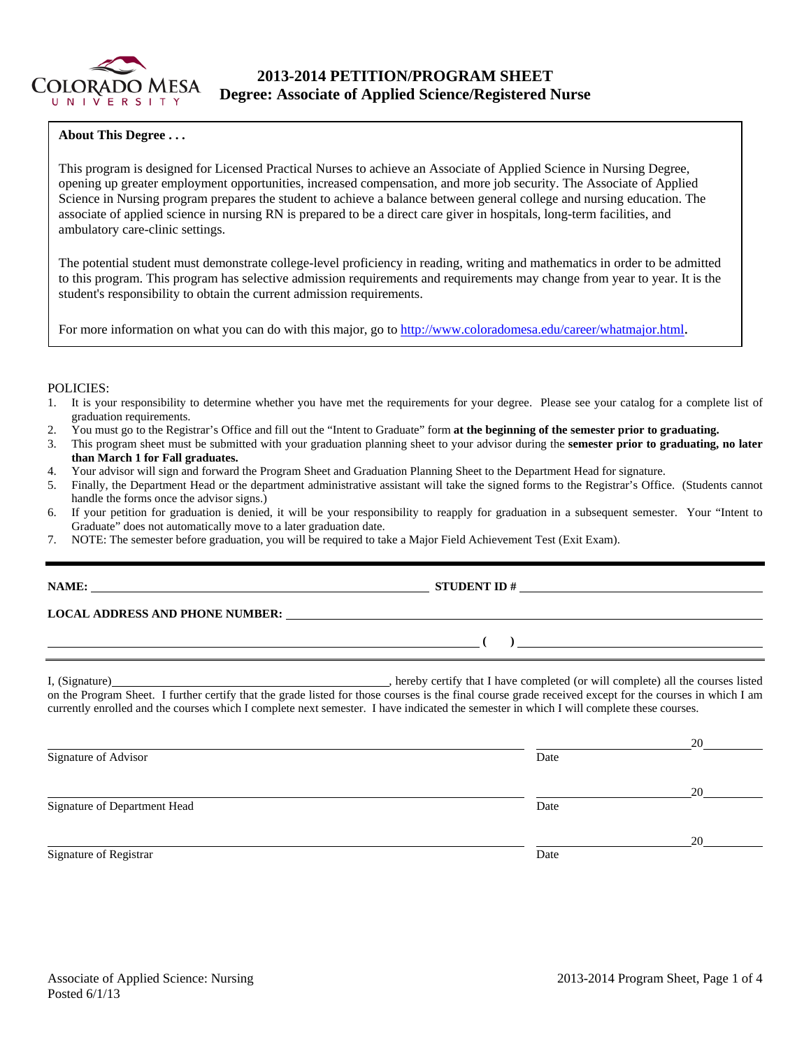# 2013-2014 PETITION/PROGRAM SHEET
## Degree: Associate of Applied Science/Registered Nurse

**About This Degree . . .**

This program is designed for Licensed Practical Nurses to achieve an Associate of Applied Science in Nursing Degree, opening up greater employment opportunities, increased compensation, and more job security. The Associate of Applied Science in Nursing program prepares the student to achieve a balance between general college and nursing education. The associate of applied science in nursing RN is prepared to be a direct care giver in hospitals, long-term facilities, and ambulatory care-clinic settings.

The potential student must demonstrate college-level proficiency in reading, writing and mathematics in order to be admitted to this program. This program has selective admission requirements and requirements may change from year to year. It is the student's responsibility to obtain the current admission requirements.

For more information on what you can do with this major, go to http://www.coloradomesa.edu/career/whatmajor.html.

POLICIES:

1. It is your responsibility to determine whether you have met the requirements for your degree. Please see your catalog for a complete list of graduation requirements.
2. You must go to the Registrar's Office and fill out the "Intent to Graduate" form **at the beginning of the semester prior to graduating.**
3. This program sheet must be submitted with your graduation planning sheet to your advisor during the **semester prior to graduating, no later than March 1 for Fall graduates.**
4. Your advisor will sign and forward the Program Sheet and Graduation Planning Sheet to the Department Head for signature.
5. Finally, the Department Head or the department administrative assistant will take the signed forms to the Registrar's Office. (Students cannot handle the forms once the advisor signs.)
6. If your petition for graduation is denied, it will be your responsibility to reapply for graduation in a subsequent semester. Your "Intent to Graduate" does not automatically move to a later graduation date.
7. NOTE: The semester before graduation, you will be required to take a Major Field Achievement Test (Exit Exam).

---

**NAME:** ______________________________ **STUDENT ID #** ______________________________

**LOCAL ADDRESS AND PHONE NUMBER:** ______________________________

______________________________ **( )** ______________________________

---

I, (Signature)______________________________, hereby certify that I have completed (or will complete) all the courses listed on the Program Sheet. I further certify that the grade listed for those courses is the final course grade received except for the courses in which I am currently enrolled and the courses which I complete next semester. I have indicated the semester in which I will complete these courses.

______________________________ ____________________20________
Signature of Advisor Date

______________________________ ____________________20________
Signature of Department Head Date

______________________________ ____________________20________
Signature of Registrar Date

Associate of Applied Science: Nursing
Posted 6/1/13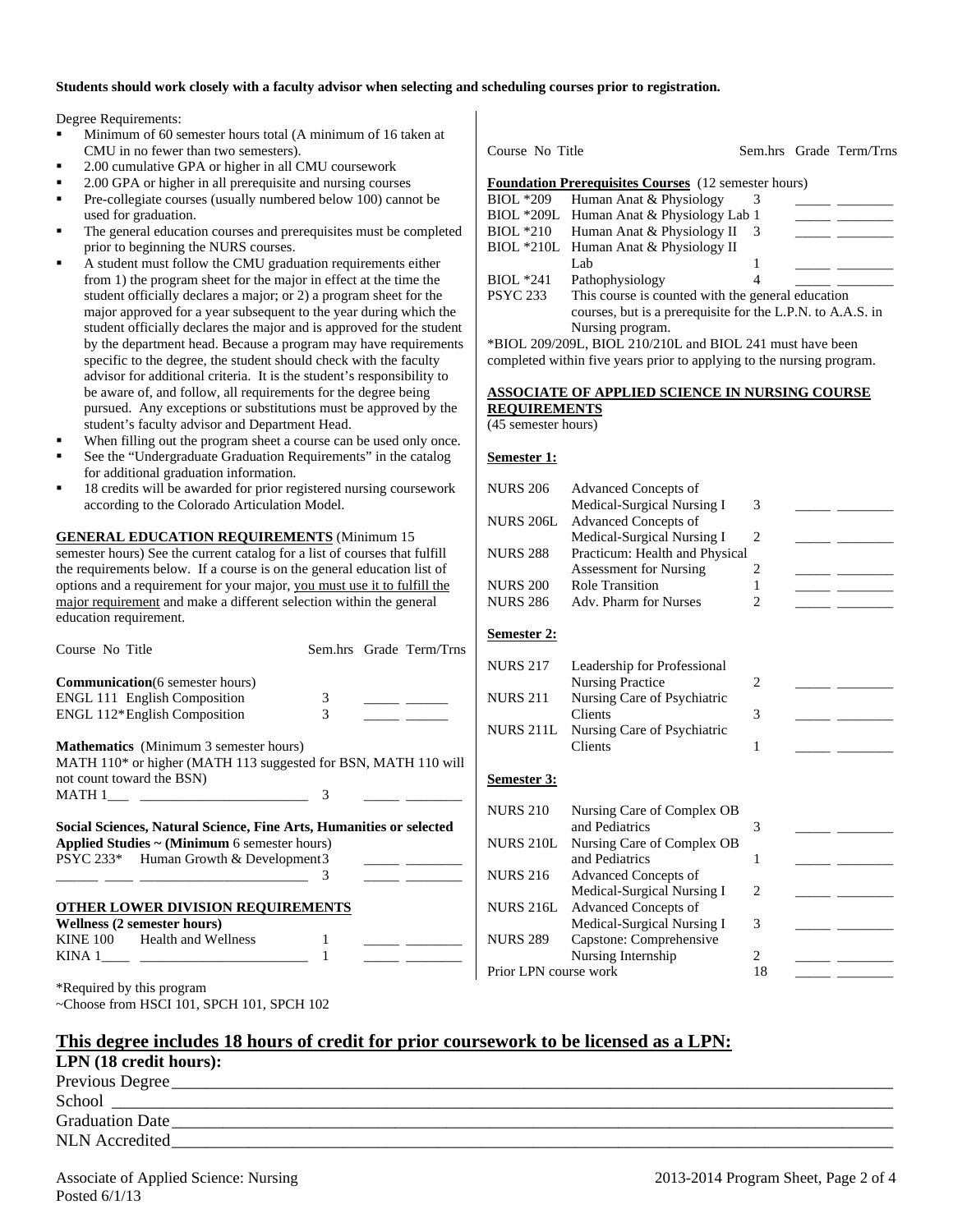**Students should work closely with a faculty advisor when selecting and scheduling courses prior to registration.**

Degree Requirements:

- Minimum of 60 semester hours total (A minimum of 16 taken at CMU in no fewer than two semesters).
- 2.00 cumulative GPA or higher in all CMU coursework
- 2.00 GPA or higher in all prerequisite and nursing courses
- Pre-collegiate courses (usually numbered below 100) cannot be used for graduation.
- The general education courses and prerequisites must be completed prior to beginning the NURS courses.
- A student must follow the CMU graduation requirements either from 1) the program sheet for the major in effect at the time the student officially declares a major; or 2) a program sheet for the major approved for a year subsequent to the year during which the student officially declares the major and is approved for the student by the department head. Because a program may have requirements specific to the degree, the student should check with the faculty advisor for additional criteria. It is the student's responsibility to be aware of, and follow, all requirements for the degree being pursued. Any exceptions or substitutions must be approved by the student's faculty advisor and Department Head.
- When filling out the program sheet a course can be used only once.
- See the "Undergraduate Graduation Requirements" in the catalog for additional graduation information.
- 18 credits will be awarded for prior registered nursing coursework according to the Colorado Articulation Model.

**GENERAL EDUCATION REQUIREMENTS** (Minimum 15 semester hours) See the current catalog for a list of courses that fulfill the requirements below. If a course is on the general education list of options and a requirement for your major, you must use it to fulfill the major requirement and make a different selection within the general education requirement.

| Course No | Title | Sem.hrs | Grade | Term/Trns |
|---|---|---|---|---|
| **Communication**(6 semester hours) | | | | |
| ENGL 111 | English Composition | 3 | _____ | ______ |
| ENGL 112* | English Composition | 3 | _____ | ______ |
| **Mathematics** (Minimum 3 semester hours) MATH 110* or higher (MATH 113 suggested for BSN, MATH 110 will not count toward the BSN) | | | | |
| MATH 1___ | _______________________ | 3 | _____ | ________ |
| **Social Sciences, Natural Science, Fine Arts, Humanities or selected Applied Studies ~ (Minimum** 6 semester hours) | | | | |
| PSYC 233* | Human Growth & Development | 3 | _____ | ________ |
| ______ ____ | _______________________ | 3 | _____ | ________ |
| **OTHER LOWER DIVISION REQUIREMENTS** | | | | |
| **Wellness (2 semester hours)** | | | | |
| KINE 100 | Health and Wellness | 1 | _____ | ________ |
| KINA 1____ | _______________________ | 1 | _____ | ________ |

*Required by this program
~Choose from HSCI 101, SPCH 101, SPCH 102

| Course No | Title | Sem.hrs | Grade | Term/Trns |
|---|---|---|---|---|
| **Foundation Prerequisites Courses** (12 semester hours) | | | | |
| BIOL *209 | Human Anat & Physiology | 3 | _____ | ________ |
| BIOL *209L | Human Anat & Physiology Lab | 1 | _____ | ________ |
| BIOL *210 | Human Anat & Physiology II | 3 | _____ | ________ |
| BIOL *210L | Human Anat & Physiology II Lab | 1 | _____ | ________ |
| BIOL *241 | Pathophysiology | 4 | _____ | ________ |
| PSYC 233 | This course is counted with the general education courses, but is a prerequisite for the L.P.N. to A.A.S. in Nursing program. | | | |

*BIOL 209/209L, BIOL 210/210L and BIOL 241 must have been completed within five years prior to applying to the nursing program.

**ASSOCIATE OF APPLIED SCIENCE IN NURSING COURSE REQUIREMENTS**
(45 semester hours)

| Course No | Title | Sem.hrs | Grade | Term/Trns |
|---|---|---|---|---|
| **Semester 1:** | | | | |
| NURS 206 | Advanced Concepts of Medical-Surgical Nursing I | 3 | _____ | ________ |
| NURS 206L | Advanced Concepts of Medical-Surgical Nursing I | 2 | _____ | ________ |
| NURS 288 | Practicum: Health and Physical Assessment for Nursing | 2 | _____ | ________ |
| NURS 200 | Role Transition | 1 | _____ | ________ |
| NURS 286 | Adv. Pharm for Nurses | 2 | _____ | ________ |
| **Semester 2:** | | | | |
| NURS 217 | Leadership for Professional Nursing Practice | 2 | _____ | ________ |
| NURS 211 | Nursing Care of Psychiatric Clients | 3 | _____ | ________ |
| NURS 211L | Nursing Care of Psychiatric Clients | 1 | _____ | ________ |
| **Semester 3:** | | | | |
| NURS 210 | Nursing Care of Complex OB and Pediatrics | 3 | _____ | ________ |
| NURS 210L | Nursing Care of Complex OB and Pediatrics | 1 | _____ | ________ |
| NURS 216 | Advanced Concepts of Medical-Surgical Nursing I | 2 | _____ | ________ |
| NURS 216L | Advanced Concepts of Medical-Surgical Nursing I | 3 | _____ | ________ |
| NURS 289 | Capstone: Comprehensive Nursing Internship | 2 | _____ | ________ |
| Prior LPN course work | | 18 | _____ | ________ |

## This degree includes 18 hours of credit for prior coursework to be licensed as a LPN:

**LPN (18 credit hours):**

Previous Degree_______________________________________________

School _______________________________________________

Graduation Date_______________________________________________

NLN Accredited_______________________________________________

Associate of Applied Science: Nursing
Posted 6/1/13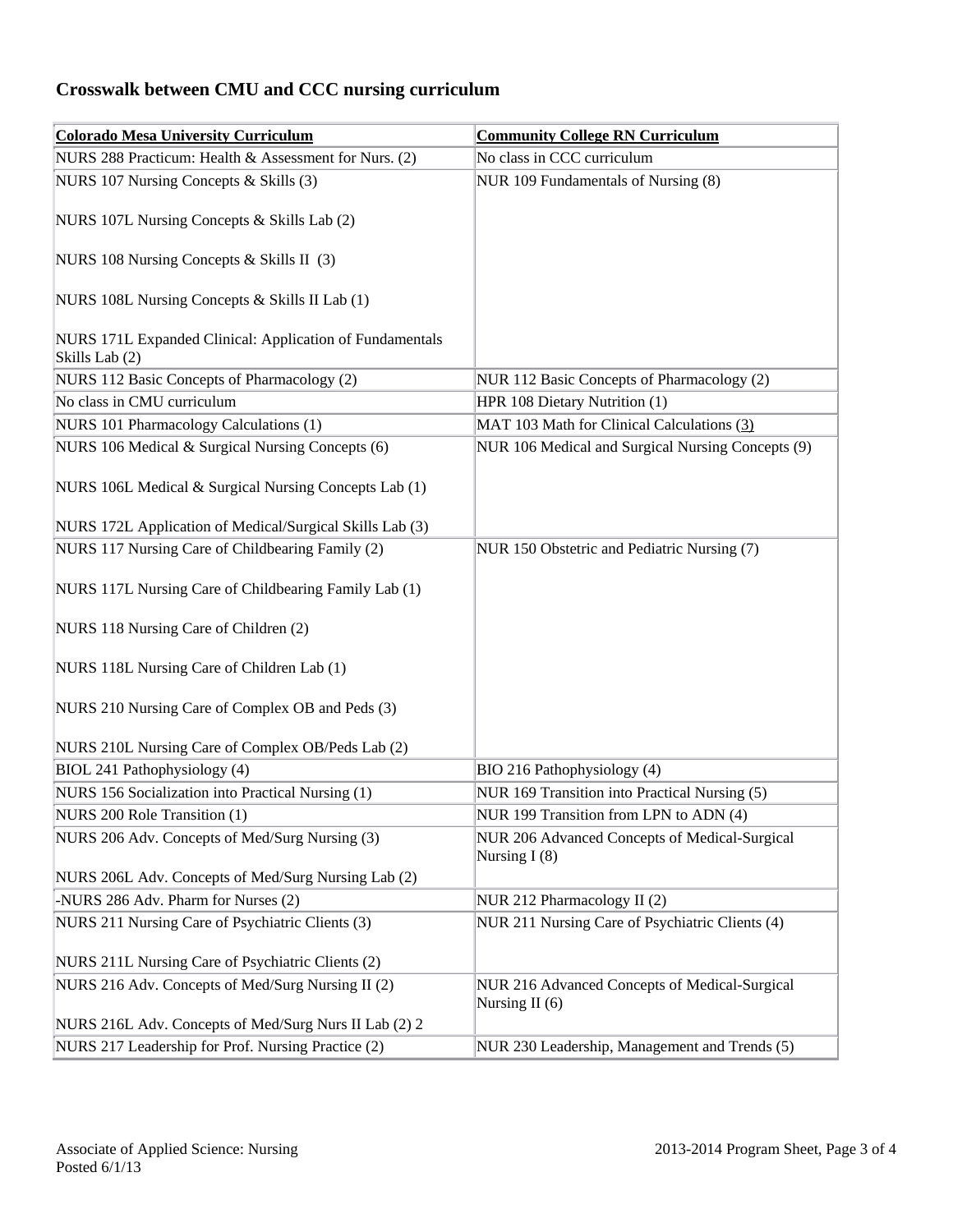## Crosswalk between CMU and CCC nursing curriculum

| Colorado Mesa University Curriculum | Community College RN Curriculum |
|---|---|
| NURS 288 Practicum: Health & Assessment for Nurs. (2) | No class in CCC curriculum |
| NURS 107 Nursing Concepts & Skills (3)<br><br>NURS 107L Nursing Concepts & Skills Lab (2)<br><br>NURS 108 Nursing Concepts & Skills II (3)<br><br>NURS 108L Nursing Concepts & Skills II Lab (1)<br><br>NURS 171L Expanded Clinical: Application of Fundamentals Skills Lab (2) | NUR 109 Fundamentals of Nursing (8) |
| NURS 112 Basic Concepts of Pharmacology (2) | NUR 112 Basic Concepts of Pharmacology (2) |
| No class in CMU curriculum | HPR 108 Dietary Nutrition (1) |
| NURS 101 Pharmacology Calculations (1) | MAT 103 Math for Clinical Calculations (3) |
| NURS 106 Medical & Surgical Nursing Concepts (6)<br><br>NURS 106L Medical & Surgical Nursing Concepts Lab (1)<br><br>NURS 172L Application of Medical/Surgical Skills Lab (3) | NUR 106 Medical and Surgical Nursing Concepts (9) |
| NURS 117 Nursing Care of Childbearing Family (2)<br><br>NURS 117L Nursing Care of Childbearing Family Lab (1)<br><br>NURS 118 Nursing Care of Children (2)<br><br>NURS 118L Nursing Care of Children Lab (1)<br><br>NURS 210 Nursing Care of Complex OB and Peds (3)<br><br>NURS 210L Nursing Care of Complex OB/Peds Lab (2) | NUR 150 Obstetric and Pediatric Nursing (7) |
| BIOL 241 Pathophysiology (4) | BIO 216 Pathophysiology (4) |
| NURS 156 Socialization into Practical Nursing (1) | NUR 169 Transition into Practical Nursing (5) |
| NURS 200 Role Transition (1) | NUR 199 Transition from LPN to ADN (4) |
| NURS 206 Adv. Concepts of Med/Surg Nursing (3)<br><br>NURS 206L Adv. Concepts of Med/Surg Nursing Lab (2) | NUR 206 Advanced Concepts of Medical-Surgical Nursing I (8) |
| -NURS 286 Adv. Pharm for Nurses (2) | NUR 212 Pharmacology II (2) |
| NURS 211 Nursing Care of Psychiatric Clients (3)<br><br>NURS 211L Nursing Care of Psychiatric Clients (2) | NUR 211 Nursing Care of Psychiatric Clients (4) |
| NURS 216 Adv. Concepts of Med/Surg Nursing II (2)<br><br>NURS 216L Adv. Concepts of Med/Surg Nurs II Lab (2) 2 | NUR 216 Advanced Concepts of Medical-Surgical Nursing II (6) |
| NURS 217 Leadership for Prof. Nursing Practice (2) | NUR 230 Leadership, Management and Trends (5) |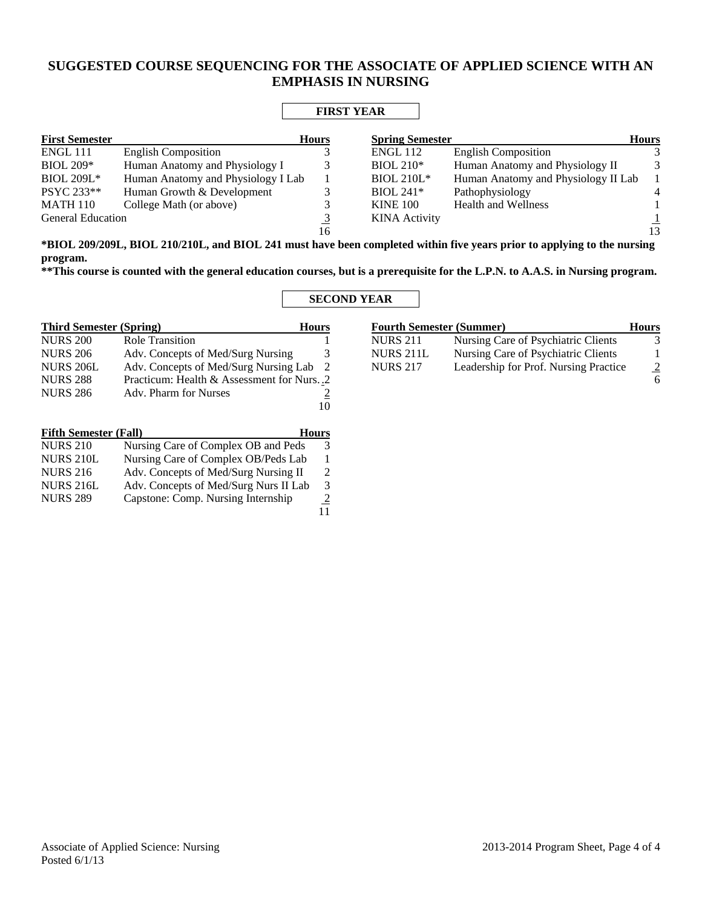# SUGGESTED COURSE SEQUENCING FOR THE ASSOCIATE OF APPLIED SCIENCE WITH AN EMPHASIS IN NURSING

## FIRST YEAR

| First Semester | | Hours |
|---|---|---|
| ENGL 111 | English Composition | 3 |
| BIOL 209* | Human Anatomy and Physiology I | 3 |
| BIOL 209L* | Human Anatomy and Physiology I Lab | 1 |
| PSYC 233** | Human Growth & Development | 3 |
| MATH 110 | College Math (or above) | 3 |
| General Education | | 3 |
| | | 16 |

| Spring Semester | | Hours |
|---|---|---|
| ENGL 112 | English Composition | 3 |
| BIOL 210* | Human Anatomy and Physiology II | 3 |
| BIOL 210L* | Human Anatomy and Physiology II Lab | 1 |
| BIOL 241* | Pathophysiology | 4 |
| KINE 100 | Health and Wellness | 1 |
| KINA Activity | | 1 |
| | | 13 |

**\*BIOL 209/209L, BIOL 210/210L, and BIOL 241 must have been completed within five years prior to applying to the nursing program.**

**\*\*This course is counted with the general education courses, but is a prerequisite for the L.P.N. to A.A.S. in Nursing program.**

## SECOND YEAR

| Third Semester (Spring) | | Hours |
|---|---|---|
| NURS 200 | Role Transition | 1 |
| NURS 206 | Adv. Concepts of Med/Surg Nursing | 3 |
| NURS 206L | Adv. Concepts of Med/Surg Nursing Lab | 2 |
| NURS 288 | Practicum: Health & Assessment for Nurs. | 2 |
| NURS 286 | Adv. Pharm for Nurses | 2 |
| | | 10 |

| Fourth Semester (Summer) | | Hours |
|---|---|---|
| NURS 211 | Nursing Care of Psychiatric Clients | 3 |
| NURS 211L | Nursing Care of Psychiatric Clients | 1 |
| NURS 217 | Leadership for Prof. Nursing Practice | 2 |
| | | 6 |

| Fifth Semester (Fall) | | Hours |
|---|---|---|
| NURS 210 | Nursing Care of Complex OB and Peds | 3 |
| NURS 210L | Nursing Care of Complex OB/Peds Lab | 1 |
| NURS 216 | Adv. Concepts of Med/Surg Nursing II | 2 |
| NURS 216L | Adv. Concepts of Med/Surg Nurs II Lab | 3 |
| NURS 289 | Capstone: Comp. Nursing Internship | 2 |
| | | 11 |

Associate of Applied Science: Nursing
Posted 6/1/13